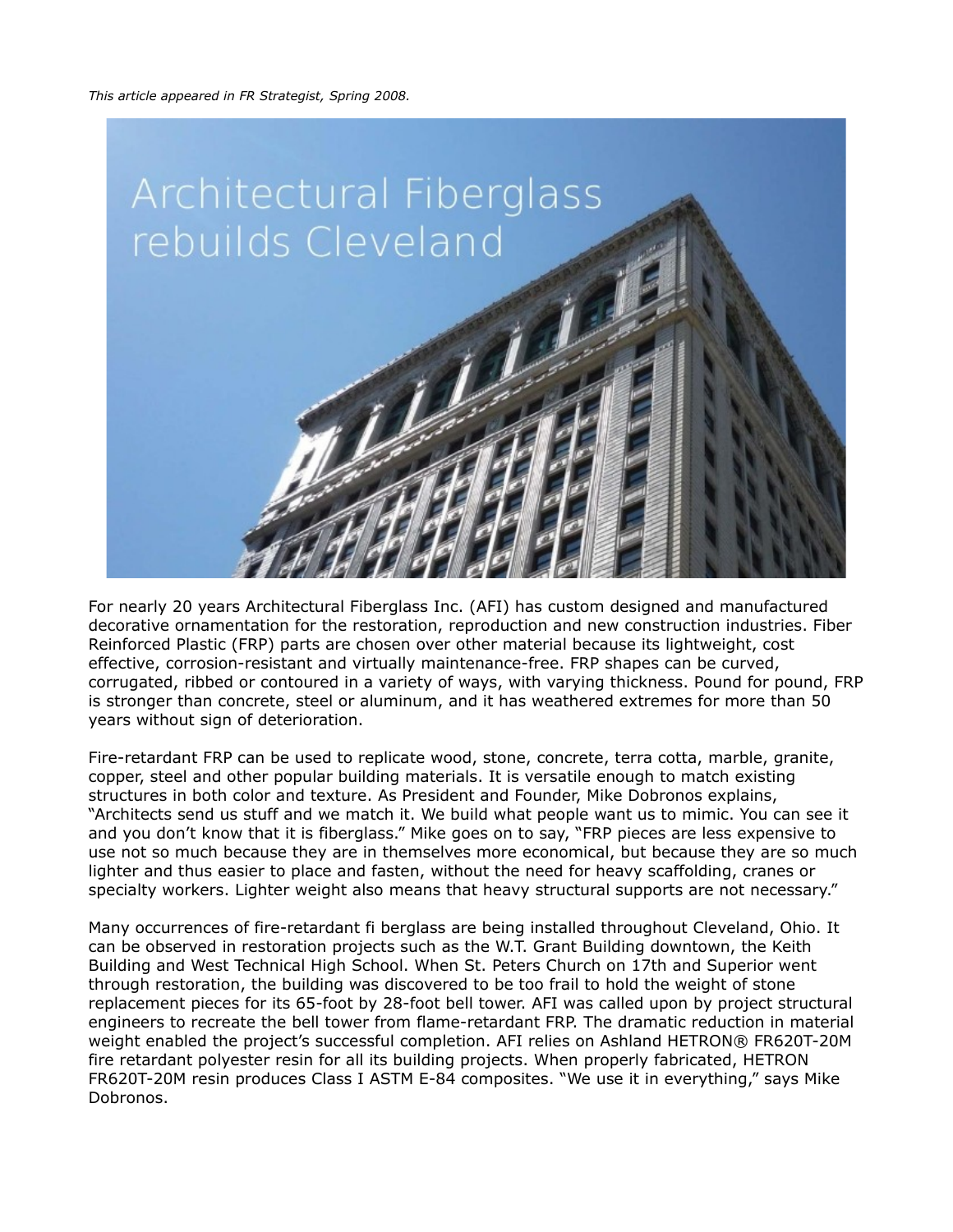*This article appeared in FR Strategist, Spring 2008.*

# Architectural Fiberglass rebuilds Cleveland

For nearly 20 years Architectural Fiberglass Inc. (AFI) has custom designed and manufactured decorative ornamentation for the restoration, reproduction and new construction industries. Fiber Reinforced Plastic (FRP) parts are chosen over other material because its lightweight, cost effective, corrosion-resistant and virtually maintenance-free. FRP shapes can be curved, corrugated, ribbed or contoured in a variety of ways, with varying thickness. Pound for pound, FRP is stronger than concrete, steel or aluminum, and it has weathered extremes for more than 50 years without sign of deterioration.

Fire-retardant FRP can be used to replicate wood, stone, concrete, terra cotta, marble, granite, copper, steel and other popular building materials. It is versatile enough to match existing structures in both color and texture. As President and Founder, Mike Dobronos explains, "Architects send us stuff and we match it. We build what people want us to mimic. You can see it and you don't know that it is fiberglass." Mike goes on to say, "FRP pieces are less expensive to use not so much because they are in themselves more economical, but because they are so much lighter and thus easier to place and fasten, without the need for heavy scaffolding, cranes or specialty workers. Lighter weight also means that heavy structural supports are not necessary."

Many occurrences of fire-retardant fi berglass are being installed throughout Cleveland, Ohio. It can be observed in restoration projects such as the W.T. Grant Building downtown, the Keith Building and West Technical High School. When St. Peters Church on 17th and Superior went through restoration, the building was discovered to be too frail to hold the weight of stone replacement pieces for its 65-foot by 28-foot bell tower. AFI was called upon by project structural engineers to recreate the bell tower from flame-retardant FRP. The dramatic reduction in material weight enabled the project's successful completion. AFI relies on Ashland HETRON® FR620T-20M fire retardant polyester resin for all its building projects. When properly fabricated, HETRON FR620T-20M resin produces Class I ASTM E-84 composites. "We use it in everything," says Mike Dobronos.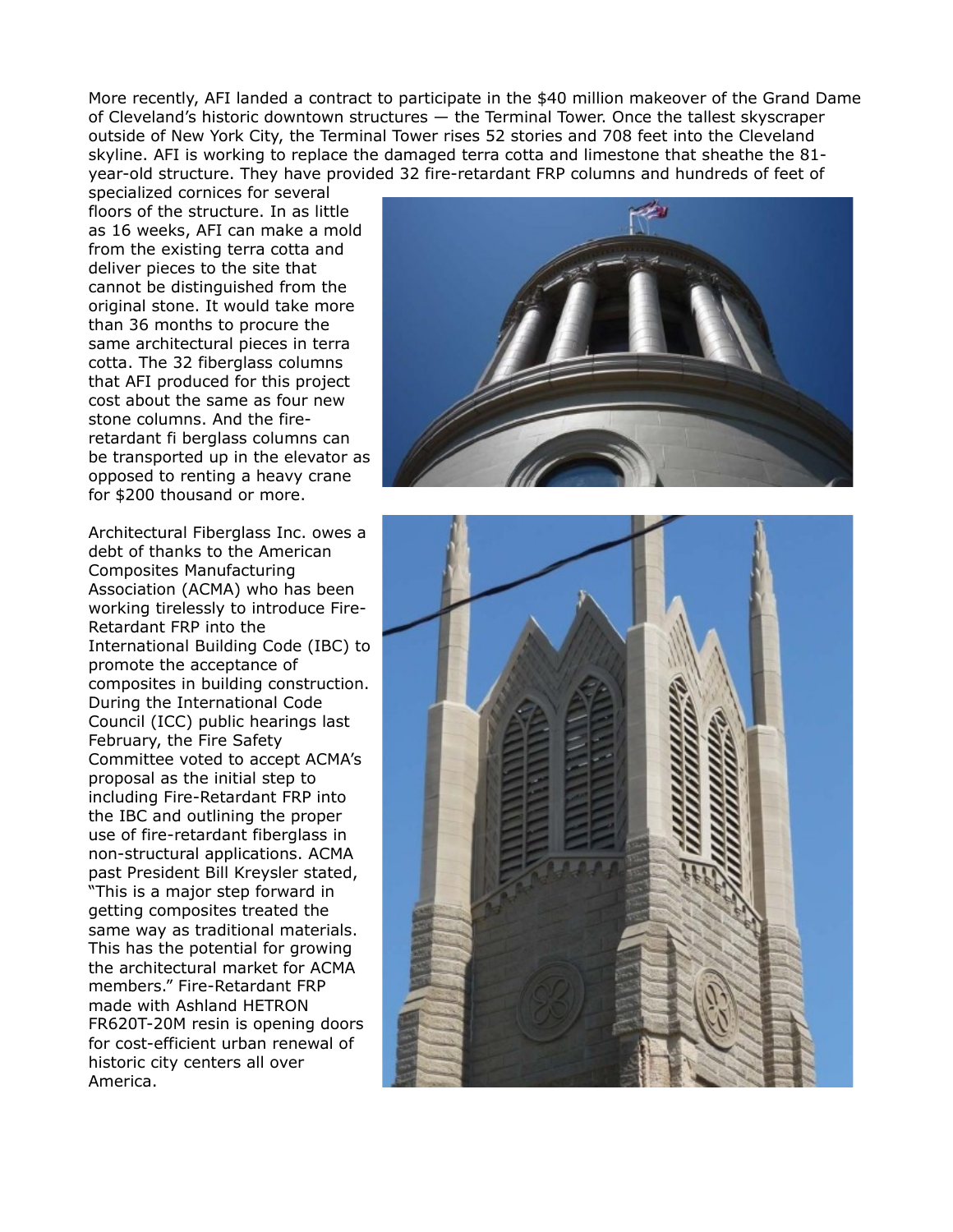More recently, AFI landed a contract to participate in the $40 million makeover of the Grand Dame of Cleveland's historic downtown structures — the Terminal Tower. Once the tallest skyscraper outside of New York City, the Terminal Tower rises 52 stories and 708 feet into the Cleveland skyline. AFI is working to replace the damaged terra cotta and limestone that sheathe the 81-year-old structure. They have provided 32 fire-retardant FRP columns and hundreds of feet of specialized cornices for several floors of the structure. In as little as 16 weeks, AFI can make a mold from the existing terra cotta and deliver pieces to the site that cannot be distinguished from the original stone. It would take more than 36 months to procure the same architectural pieces in terra cotta. The 32 fiberglass columns that AFI produced for this project cost about the same as four new stone columns. And the fire-retardant fi berglass columns can be transported up in the elevator as opposed to renting a heavy crane for $200 thousand or more.

Architectural Fiberglass Inc. owes a debt of thanks to the American Composites Manufacturing Association (ACMA) who has been working tirelessly to introduce Fire-Retardant FRP into the International Building Code (IBC) to promote the acceptance of composites in building construction. During the International Code Council (ICC) public hearings last February, the Fire Safety Committee voted to accept ACMA's proposal as the initial step to including Fire-Retardant FRP into the IBC and outlining the proper use of fire-retardant fiberglass in non-structural applications. ACMA past President Bill Kreysler stated, "This is a major step forward in getting composites treated the same way as traditional materials. This has the potential for growing the architectural market for ACMA members." Fire-Retardant FRP made with Ashland HETRON FR620T-20M resin is opening doors for cost-efficient urban renewal of historic city centers all over America.